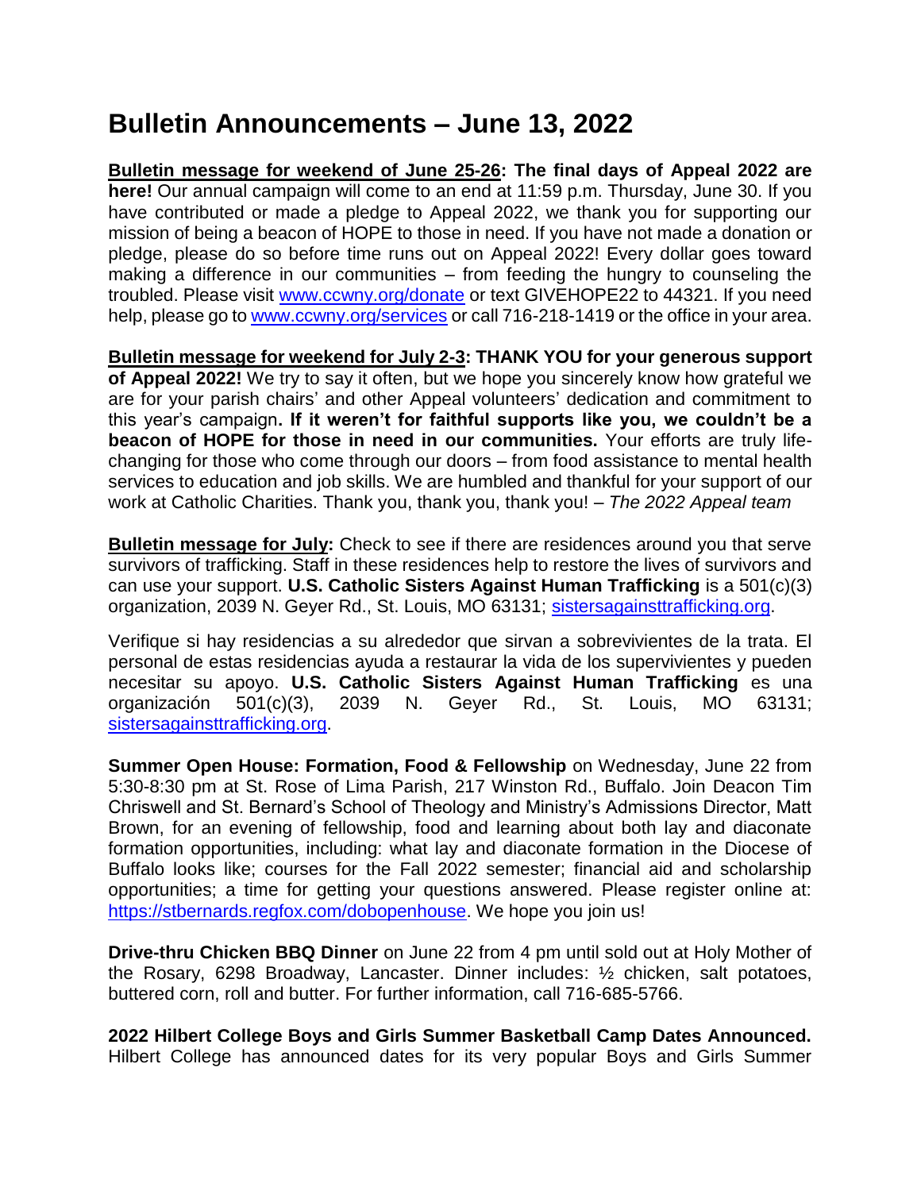# Bulletin Announcements – June 13, 2022

**Bulletin message for weekend of June 25-26: The final days of Appeal 2022 are here!** Our annual campaign will come to an end at 11:59 p.m. Thursday, June 30. If you have contributed or made a pledge to Appeal 2022, we thank you for supporting our mission of being a beacon of HOPE to those in need. If you have not made a donation or pledge, please do so before time runs out on Appeal 2022! Every dollar goes toward making a difference in our communities – from feeding the hungry to counseling the troubled. Please visit www.ccwny.org/donate or text GIVEHOPE22 to 44321. If you need help, please go to www.ccwny.org/services or call 716-218-1419 or the office in your area.

**Bulletin message for weekend for July 2-3: THANK YOU for your generous support of Appeal 2022!** We try to say it often, but we hope you sincerely know how grateful we are for your parish chairs' and other Appeal volunteers' dedication and commitment to this year's campaign**. If it weren't for faithful supports like you, we couldn't be a beacon of HOPE for those in need in our communities.** Your efforts are truly life-changing for those who come through our doors – from food assistance to mental health services to education and job skills. We are humbled and thankful for your support of our work at Catholic Charities. Thank you, thank you, thank you! – *The 2022 Appeal team*

**Bulletin message for July:** Check to see if there are residences around you that serve survivors of trafficking. Staff in these residences help to restore the lives of survivors and can use your support. **U.S. Catholic Sisters Against Human Trafficking** is a 501(c)(3) organization, 2039 N. Geyer Rd., St. Louis, MO 63131; sistersagainsttrafficking.org.

Verifique si hay residencias a su alrededor que sirvan a sobrevivientes de la trata. El personal de estas residencias ayuda a restaurar la vida de los supervivientes y pueden necesitar su apoyo. **U.S. Catholic Sisters Against Human Trafficking** es una organización 501(c)(3), 2039 N. Geyer Rd., St. Louis, MO 63131; sistersagainsttrafficking.org.

**Summer Open House: Formation, Food & Fellowship** on Wednesday, June 22 from 5:30-8:30 pm at St. Rose of Lima Parish, 217 Winston Rd., Buffalo. Join Deacon Tim Chriswell and St. Bernard's School of Theology and Ministry's Admissions Director, Matt Brown, for an evening of fellowship, food and learning about both lay and diaconate formation opportunities, including: what lay and diaconate formation in the Diocese of Buffalo looks like; courses for the Fall 2022 semester; financial aid and scholarship opportunities; a time for getting your questions answered. Please register online at: https://stbernards.regfox.com/dobopenhouse. We hope you join us!

**Drive-thru Chicken BBQ Dinner** on June 22 from 4 pm until sold out at Holy Mother of the Rosary, 6298 Broadway, Lancaster. Dinner includes: ½ chicken, salt potatoes, buttered corn, roll and butter. For further information, call 716-685-5766.

**2022 Hilbert College Boys and Girls Summer Basketball Camp Dates Announced.** Hilbert College has announced dates for its very popular Boys and Girls Summer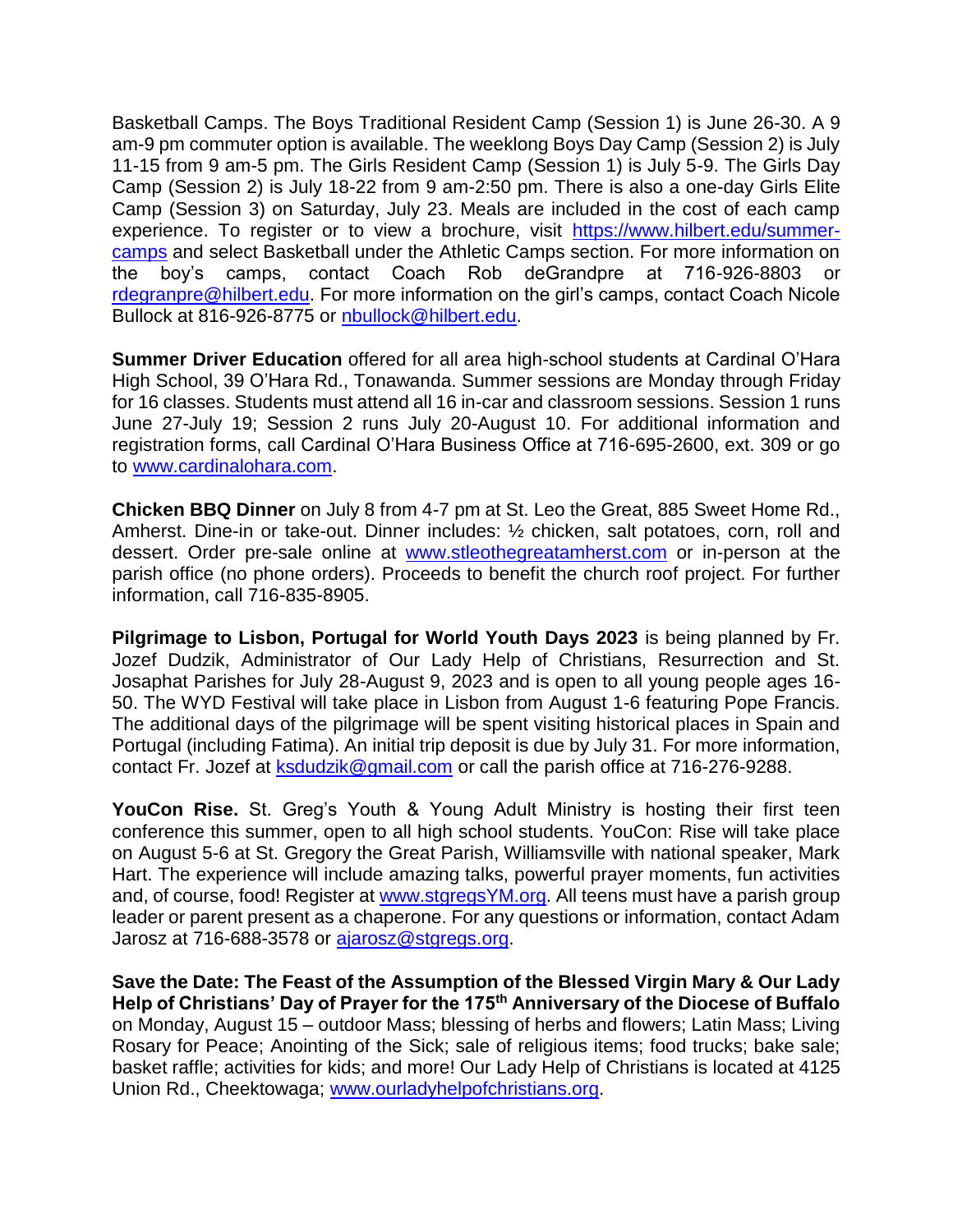Basketball Camps. The Boys Traditional Resident Camp (Session 1) is June 26-30. A 9 am-9 pm commuter option is available. The weeklong Boys Day Camp (Session 2) is July 11-15 from 9 am-5 pm. The Girls Resident Camp (Session 1) is July 5-9. The Girls Day Camp (Session 2) is July 18-22 from 9 am-2:50 pm. There is also a one-day Girls Elite Camp (Session 3) on Saturday, July 23. Meals are included in the cost of each camp experience. To register or to view a brochure, visit https://www.hilbert.edu/summer-camps and select Basketball under the Athletic Camps section. For more information on the boy's camps, contact Coach Rob deGrandpre at 716-926-8803 or rdegranpre@hilbert.edu. For more information on the girl's camps, contact Coach Nicole Bullock at 816-926-8775 or nbullock@hilbert.edu.

**Summer Driver Education** offered for all area high-school students at Cardinal O'Hara High School, 39 O'Hara Rd., Tonawanda. Summer sessions are Monday through Friday for 16 classes. Students must attend all 16 in-car and classroom sessions. Session 1 runs June 27-July 19; Session 2 runs July 20-August 10. For additional information and registration forms, call Cardinal O'Hara Business Office at 716-695-2600, ext. 309 or go to www.cardinalohara.com.

**Chicken BBQ Dinner** on July 8 from 4-7 pm at St. Leo the Great, 885 Sweet Home Rd., Amherst. Dine-in or take-out. Dinner includes: ½ chicken, salt potatoes, corn, roll and dessert. Order pre-sale online at www.stleothegreatamherst.com or in-person at the parish office (no phone orders). Proceeds to benefit the church roof project. For further information, call 716-835-8905.

**Pilgrimage to Lisbon, Portugal for World Youth Days 2023** is being planned by Fr. Jozef Dudzik, Administrator of Our Lady Help of Christians, Resurrection and St. Josaphat Parishes for July 28-August 9, 2023 and is open to all young people ages 16-50. The WYD Festival will take place in Lisbon from August 1-6 featuring Pope Francis. The additional days of the pilgrimage will be spent visiting historical places in Spain and Portugal (including Fatima). An initial trip deposit is due by July 31. For more information, contact Fr. Jozef at ksdudzik@gmail.com or call the parish office at 716-276-9288.

**YouCon Rise.** St. Greg's Youth & Young Adult Ministry is hosting their first teen conference this summer, open to all high school students. YouCon: Rise will take place on August 5-6 at St. Gregory the Great Parish, Williamsville with national speaker, Mark Hart. The experience will include amazing talks, powerful prayer moments, fun activities and, of course, food! Register at www.stgregsYM.org. All teens must have a parish group leader or parent present as a chaperone. For any questions or information, contact Adam Jarosz at 716-688-3578 or ajarosz@stgregs.org.

**Save the Date: The Feast of the Assumption of the Blessed Virgin Mary & Our Lady Help of Christians' Day of Prayer for the 175th Anniversary of the Diocese of Buffalo** on Monday, August 15 – outdoor Mass; blessing of herbs and flowers; Latin Mass; Living Rosary for Peace; Anointing of the Sick; sale of religious items; food trucks; bake sale; basket raffle; activities for kids; and more! Our Lady Help of Christians is located at 4125 Union Rd., Cheektowaga; www.ourladyhelpofchristians.org.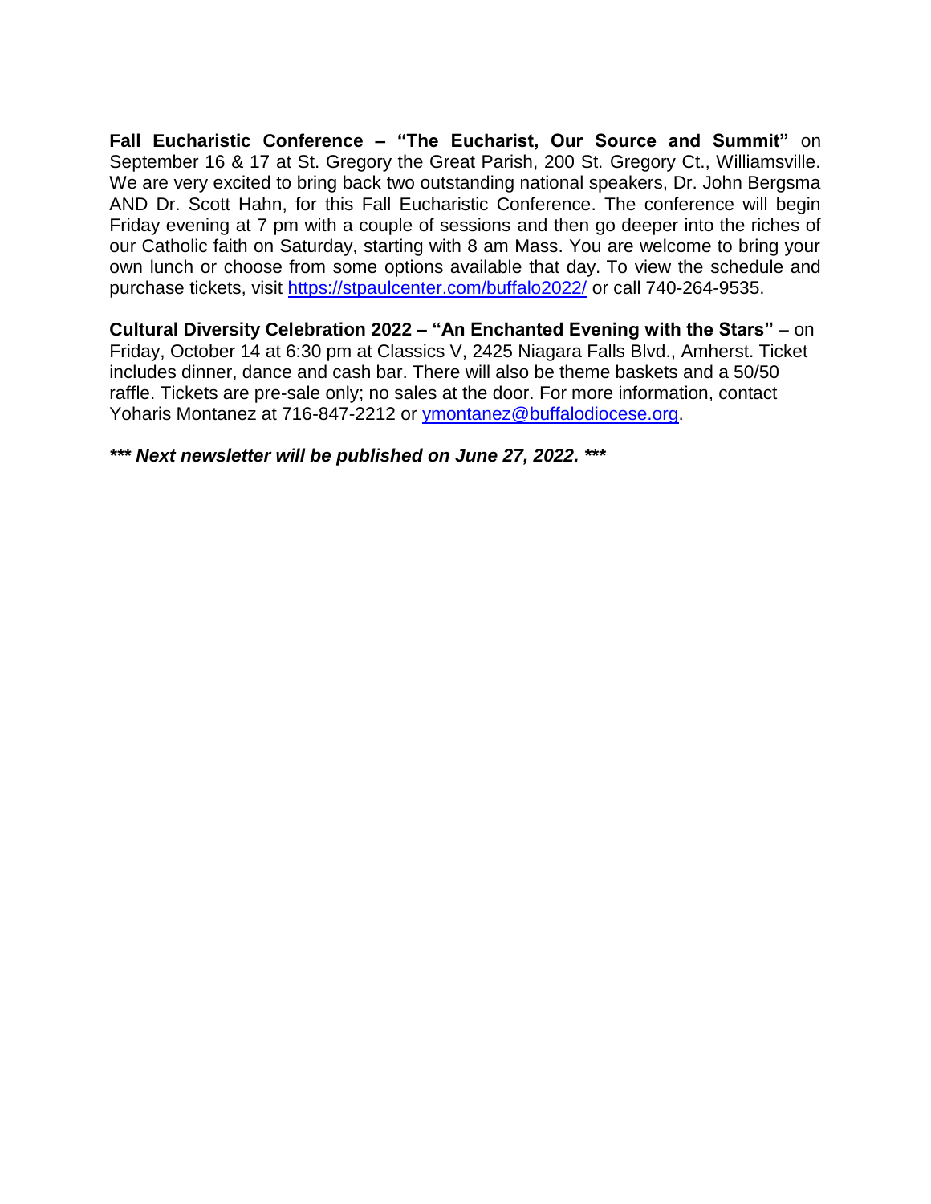**Fall Eucharistic Conference – "The Eucharist, Our Source and Summit"** on September 16 & 17 at St. Gregory the Great Parish, 200 St. Gregory Ct., Williamsville. We are very excited to bring back two outstanding national speakers, Dr. John Bergsma AND Dr. Scott Hahn, for this Fall Eucharistic Conference. The conference will begin Friday evening at 7 pm with a couple of sessions and then go deeper into the riches of our Catholic faith on Saturday, starting with 8 am Mass. You are welcome to bring your own lunch or choose from some options available that day. To view the schedule and purchase tickets, visit [https://stpaulcenter.com/buffalo2022/](https://stpaulcenter.com/buffalo2022/) or call 740-264-9535.

**Cultural Diversity Celebration 2022 – "An Enchanted Evening with the Stars"** – on Friday, October 14 at 6:30 pm at Classics V, 2425 Niagara Falls Blvd., Amherst. Ticket includes dinner, dance and cash bar. There will also be theme baskets and a 50/50 raffle. Tickets are pre-sale only; no sales at the door. For more information, contact Yoharis Montanez at 716-847-2212 or [ymontanez@buffalodiocese.org](mailto:ymontanez@buffalodiocese.org).

***\*\*\* Next newsletter will be published on June 27, 2022. \*\*\****